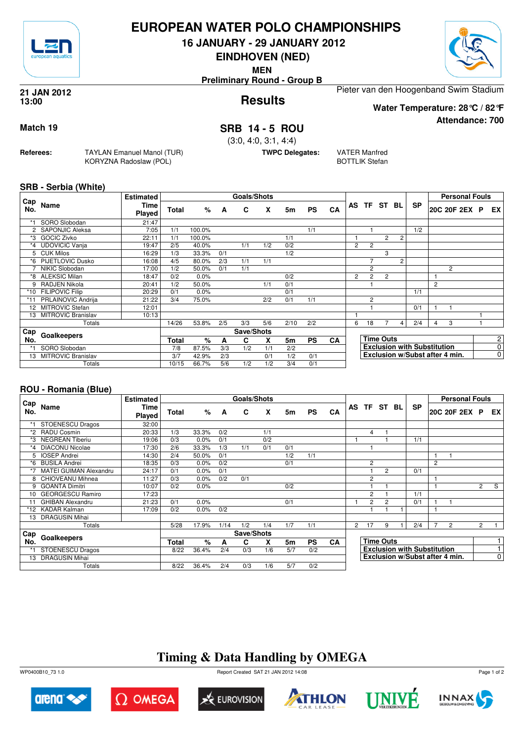# EUROPEAN WATER POLO CHAMPIONSHIPS

## 16 JANUARY - 29 JANUARY 2012

## EINDHOVEN (NED)

**MEN**

**Preliminary Round - Group B**

**21 JAN 2012**
**13:00**

## Results

Pieter van den Hoogenband Swim Stadium

**Water Temperature: 28°C / 82°F**

**Attendance: 700**

**Match 19**

## SRB 14 - 5 ROU

(3:0, 4:0, 3:1, 4:4)

**Referees:** TAYLAN Emanuel Manol (TUR), KORYZNA Radoslaw (POL)

**TWPC Delegates:** VATER Manfred, BOTTLIK Stefan

### SRB - Serbia (White)

| Cap No. | Name | Estimated Time Played | Total | % | A | C | X | 5m | PS | CA | AS | TF | ST | BL | SP | 20C | 20F | 2EX | P | EX |
|---|---|---|---|---|---|---|---|---|---|---|---|---|---|---|---|---|---|---|---|---|
| *1 | SORO Slobodan | 21:47 | | | | | | | | | | | | | | | | | | |
| 2 | SAPONJIC Aleksa | 7:05 | 1/1 | 100.0% | | | | | 1/1 | | | 1 | | | 1/2 | | | | | |
| *3 | GOCIC Zivko | 22:11 | 1/1 | 100.0% | | | | 1/1 | | | 1 | | 2 | 2 | | | | | | |
| *4 | UDOVICIC Vanja | 19:47 | 2/5 | 40.0% | | 1/1 | 1/2 | 0/2 | | | 2 | 2 | | | | | | | | |
| 5 | CUK Milos | 16:29 | 1/3 | 33.3% | 0/1 | | | 1/2 | | | | | 3 | | | | | | | |
| *6 | PIJETLOVIC Dusko | 16:08 | 4/5 | 80.0% | 2/3 | 1/1 | 1/1 | | | | | 7 | | 2 | | | | | | |
| 7 | NIKIC Slobodan | 17:00 | 1/2 | 50.0% | 0/1 | 1/1 | | | | | | 2 | | | | | 2 | | | |
| *8 | ALEKSIC Milan | 18:47 | 0/2 | 0.0% | | | | 0/2 | | | 2 | 2 | 2 | | | 1 | | | | |
| 9 | RADJEN Nikola | 20:41 | 1/2 | 50.0% | | | 1/1 | 0/1 | | | | 1 | | | | 2 | | | | |
| *10 | FILIPOVIC Filip | 20:29 | 0/1 | 0.0% | | | | 0/1 | | | | | | | 1/1 | | | | | |
| *11 | PRLAINOVIC Andrija | 21:22 | 3/4 | 75.0% | | | 2/2 | 0/1 | 1/1 | | | 2 | | | | | | | | |
| 12 | MITROVIC Stefan | 12:01 | | | | | | | | | | 1 | | | 0/1 | 1 | 1 | | | |
| 13 | MITROVIC Branislav | 10:13 | | | | | | | | | 1 | | | | | | | | 1 | |
| | Totals | | 14/26 | 53.8% | 2/5 | 3/3 | 5/6 | 2/10 | 2/2 | | 6 | 18 | 7 | 4 | 2/4 | 4 | 3 | | 1 | |

| Cap No. | Goalkeepers | Total | % | A | C | X | 5m | PS | CA |
|---|---|---|---|---|---|---|---|---|---|
| *1 | SORO Slobodan | 7/8 | 87.5% | 3/3 | 1/2 | 1/1 | 2/2 | | |
| 13 | MITROVIC Branislav | 3/7 | 42.9% | 2/3 | | 0/1 | 1/2 | 0/1 | |
| | Totals | 10/15 | 66.7% | 5/6 | 1/2 | 1/2 | 3/4 | 0/1 | |

| | |
|---|---|
| Time Outs | 2 |
| Exclusion with Substitution | 0 |
| Exclusion w/Subst after 4 min. | 0 |

### ROU - Romania (Blue)

| Cap No. | Name | Estimated Time Played | Total | % | A | C | X | 5m | PS | CA | AS | TF | ST | BL | SP | 20C | 20F | 2EX | P | EX |
|---|---|---|---|---|---|---|---|---|---|---|---|---|---|---|---|---|---|---|---|---|
| *1 | STOENESCU Dragos | 32:00 | | | | | | | | | | | | | | | | | | |
| *2 | RADU Cosmin | 20:33 | 1/3 | 33.3% | 0/2 | | 1/1 | | | | | 4 | 1 | | | | | | | |
| *3 | NEGREAN Tiberiu | 19:06 | 0/3 | 0.0% | 0/1 | | 0/2 | | | | 1 | | 1 | | 1/1 | | | | | |
| *4 | DIACONU Nicolae | 17:30 | 2/6 | 33.3% | 1/3 | 1/1 | 0/1 | 0/1 | | | | 1 | | | | | | | | |
| 5 | IOSEP Andrei | 14:30 | 2/4 | 50.0% | 0/1 | | | 1/2 | 1/1 | | | | | | | 1 | 1 | | | |
| *6 | BUSILA Andrei | 18:35 | 0/3 | 0.0% | 0/2 | | | 0/1 | | | | 2 | | | | 2 | | | | |
| *7 | MATEI GUIMAN Alexandru | 24:17 | 0/1 | 0.0% | 0/1 | | | | | | | 1 | 2 | | 0/1 | | | | | |
| 8 | CHIOVEANU Mihnea | 11:27 | 0/3 | 0.0% | 0/2 | 0/1 | | | | | | 2 | | | | 1 | | | | |
| 9 | GOANTA Dimitri | 10:07 | 0/2 | 0.0% | | | | 0/2 | | | | 1 | 1 | | | 1 | | | 2 | S |
| 10 | GEORGESCU Ramiro | 17:23 | | | | | | | | | | 2 | 1 | | 1/1 | | | | | |
| 11 | GHIBAN Alexandru | 21:23 | 0/1 | 0.0% | | | | 0/1 | | | 1 | 2 | 2 | | 0/1 | 1 | 1 | | | |
| *12 | KADAR Kalman | 17:09 | 0/2 | 0.0% | 0/2 | | | | | | | 1 | 1 | 1 | | 1 | | | | |
| 13 | DRAGUSIN Mihai | | | | | | | | | | | | | | | | | | | |
| | Totals | | 5/28 | 17.9% | 1/14 | 1/2 | 1/4 | 1/7 | 1/1 | | 2 | 17 | 9 | 1 | 2/4 | 7 | 2 | | 2 | 1 |

| Cap No. | Goalkeepers | Total | % | A | C | X | 5m | PS | CA |
|---|---|---|---|---|---|---|---|---|---|
| *1 | STOENESCU Dragos | 8/22 | 36.4% | 2/4 | 0/3 | 1/6 | 5/7 | 0/2 | |
| 13 | DRAGUSIN Mihai | | | | | | | | |
| | Totals | 8/22 | 36.4% | 2/4 | 0/3 | 1/6 | 5/7 | 0/2 | |

| | |
|---|---|
| Time Outs | 1 |
| Exclusion with Substitution | 1 |
| Exclusion w/Subst after 4 min. | 0 |

## Timing & Data Handling by OMEGA

WP0400B10_73 1.0 — Report Created SAT 21 JAN 2012 14:08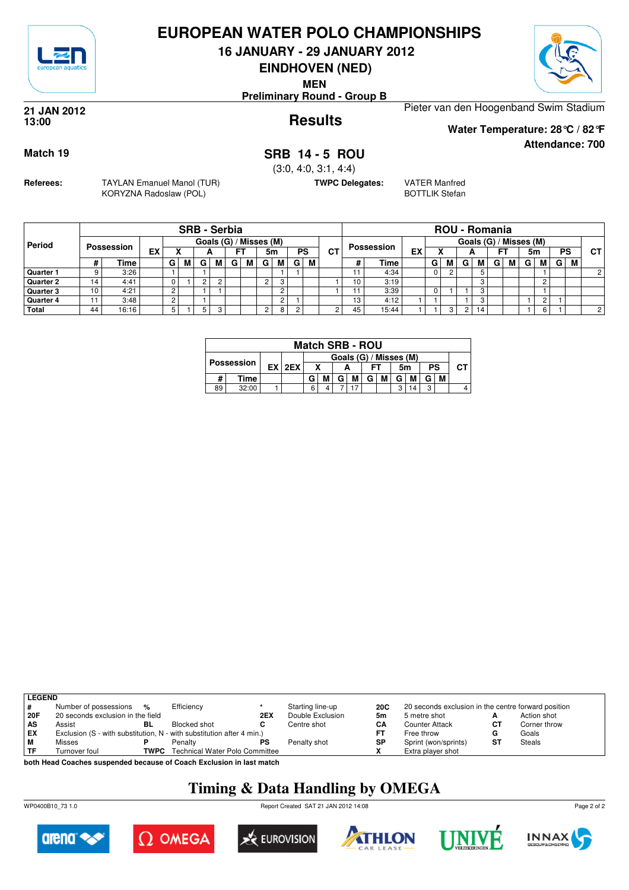# EUROPEAN WATER POLO CHAMPIONSHIPS

## 16 JANUARY - 29 JANUARY 2012

## EINDHOVEN (NED)

**MEN**

**Preliminary Round - Group B**

**21 JAN 2012**
**13:00**

## Results

Pieter van den Hoogenband Swim Stadium

**Water Temperature: 28°C / 82°F**

**Attendance: 700**

**Match 19**

## SRB 14 - 5 ROU

(3:0, 4:0, 3:1, 4:4)

**Referees:** TAYLAN Emanuel Manol (TUR), KORYZNA Radoslaw (POL)

**TWPC Delegates:** VATER Manfred, BOTTLIK Stefan

| Period | SRB - Serbia | | | | | | | | | | | | | | | ROU - Romania | | | | | | | | | | | | | | |
|---|---|---|---|---|---|---|---|---|---|---|---|---|---|---|---|---|---|---|---|---|---|---|---|---|---|---|---|---|---|---|
| | Possession | | EX | Goals (G) / Misses (M) | | | | | | | | | | CT | Possession | | EX | Goals (G) / Misses (M) | | | | | | | | | | CT |
| | | | | X | | A | | FT | | 5m | | PS | | | | | | X | | A | | FT | | 5m | | PS | | |
| | # | Time | | G | M | G | M | G | M | G | M | G | M | | # | Time | | G | M | G | M | G | M | G | M | G | M | |
| Quarter 1 | 9 | 3:26 | | 1 | | 1 | | | | | 1 | 1 | | | 11 | 4:34 | | 0 | 2 | | 5 | | | | 1 | | | 2 |
| Quarter 2 | 14 | 4:41 | | 0 | 1 | 2 | 2 | | | 2 | 3 | | | 1 | 10 | 3:19 | | | | | 3 | | | | 2 | | | |
| Quarter 3 | 10 | 4:21 | | 2 | | 1 | 1 | | | | 2 | | | 1 | 11 | 3:39 | | 0 | 1 | 1 | 3 | | | | 1 | | | |
| Quarter 4 | 11 | 3:48 | | 2 | | 1 | | | | | 2 | 1 | | | 13 | 4:12 | 1 | 1 | | 1 | 3 | | | 1 | 2 | 1 | | |
| Total | 44 | 16:16 | | 5 | 1 | 5 | 3 | | | 2 | 8 | 2 | | 2 | 45 | 15:44 | 1 | 1 | 3 | 2 | 14 | | | 1 | 6 | 1 | | 2 |

| Match SRB - ROU | | | | | | | | | | | | | | |
|---|---|---|---|---|---|---|---|---|---|---|---|---|---|---|
| Possession | | EX | 2EX | Goals (G) / Misses (M) | | | | | | | | | | CT |
| | | | | X | | A | | FT | | 5m | | PS | | |
| # | Time | | | G | M | G | M | G | M | G | M | G | M | |
| 89 | 32:00 | 1 | | 6 | 4 | 7 | 17 | | | 3 | 14 | 3 | | 4 |

**LEGEND**

| | | | | | | | | | |
|---|---|---|---|---|---|---|---|---|---|
| # | Number of possessions | % | Efficiency | * | Starting line-up | 20C | 20 seconds exclusion in the centre forward position | | |
| 20F | 20 seconds exclusion in the field | | | 2EX | Double Exclusion | 5m | 5 metre shot | A | Action shot |
| AS | Assist | BL | Blocked shot | C | Centre shot | CA | Counter Attack | CT | Corner throw |
| EX | Exclusion (S - with substitution, N - with substitution after 4 min.) | | | | | FT | Free throw | G | Goals |
| M | Misses | P | Penalty | PS | Penalty shot | SP | Sprint (won/sprints) | ST | Steals |
| TF | Turnover foul | TWPC | Technical Water Polo Committee | | | X | Extra player shot | | |

**both Head Coaches suspended because of Coach Exclusion in last match**

## Timing & Data Handling by OMEGA

WP0400B10_73 1.0 — Report Created SAT 21 JAN 2012 14:08